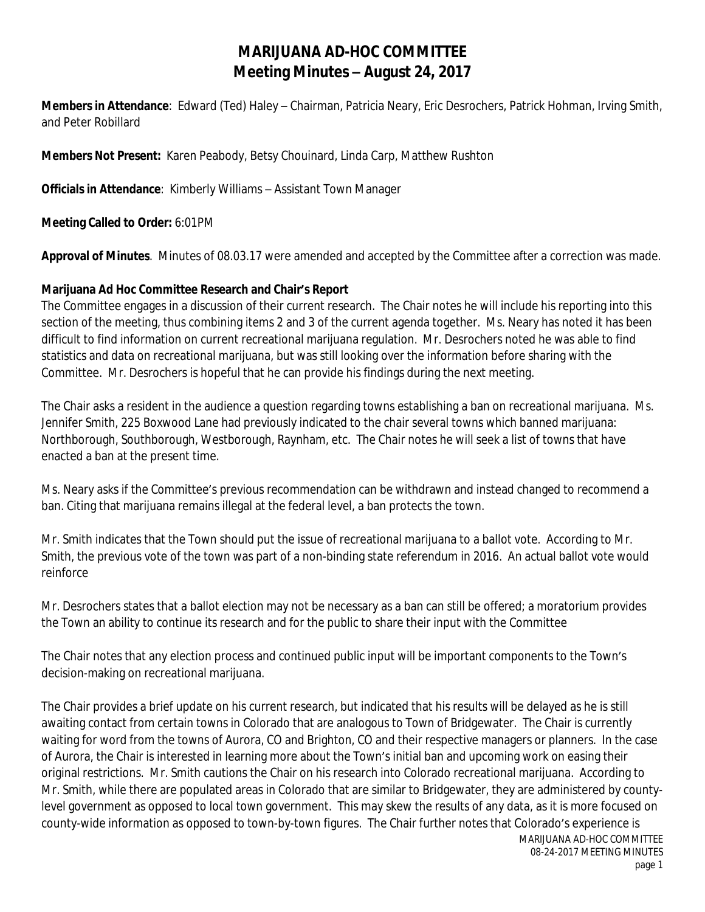# MARIJUANA AD-HOC COMMITTEE
## Meeting Minutes – August 24, 2017

**Members in Attendance**: Edward (Ted) Haley – Chairman, Patricia Neary, Eric Desrochers, Patrick Hohman, Irving Smith, and Peter Robillard

**Members Not Present:** Karen Peabody, Betsy Chouinard, Linda Carp, Matthew Rushton

**Officials in Attendance**: Kimberly Williams – Assistant Town Manager

**Meeting Called to Order:** 6:01PM

**Approval of Minutes**. Minutes of 08.03.17 were amended and accepted by the Committee after a correction was made.

**Marijuana Ad Hoc Committee Research and Chair's Report**

The Committee engages in a discussion of their current research. The Chair notes he will include his reporting into this section of the meeting, thus combining items 2 and 3 of the current agenda together. Ms. Neary has noted it has been difficult to find information on current recreational marijuana regulation. Mr. Desrochers noted he was able to find statistics and data on recreational marijuana, but was still looking over the information before sharing with the Committee. Mr. Desrochers is hopeful that he can provide his findings during the next meeting.

The Chair asks a resident in the audience a question regarding towns establishing a ban on recreational marijuana. Ms. Jennifer Smith, 225 Boxwood Lane had previously indicated to the chair several towns which banned marijuana: Northborough, Southborough, Westborough, Raynham, etc. The Chair notes he will seek a list of towns that have enacted a ban at the present time.

Ms. Neary asks if the Committee's previous recommendation can be withdrawn and instead changed to recommend a ban. Citing that marijuana remains illegal at the federal level, a ban protects the town.

Mr. Smith indicates that the Town should put the issue of recreational marijuana to a ballot vote. According to Mr. Smith, the previous vote of the town was part of a non-binding state referendum in 2016. An actual ballot vote would reinforce

Mr. Desrochers states that a ballot election may not be necessary as a ban can still be offered; a moratorium provides the Town an ability to continue its research and for the public to share their input with the Committee

The Chair notes that any election process and continued public input will be important components to the Town's decision-making on recreational marijuana.

The Chair provides a brief update on his current research, but indicated that his results will be delayed as he is still awaiting contact from certain towns in Colorado that are analogous to Town of Bridgewater. The Chair is currently waiting for word from the towns of Aurora, CO and Brighton, CO and their respective managers or planners. In the case of Aurora, the Chair is interested in learning more about the Town's initial ban and upcoming work on easing their original restrictions. Mr. Smith cautions the Chair on his research into Colorado recreational marijuana. According to Mr. Smith, while there are populated areas in Colorado that are similar to Bridgewater, they are administered by county-level government as opposed to local town government. This may skew the results of any data, as it is more focused on county-wide information as opposed to town-by-town figures. The Chair further notes that Colorado's experience is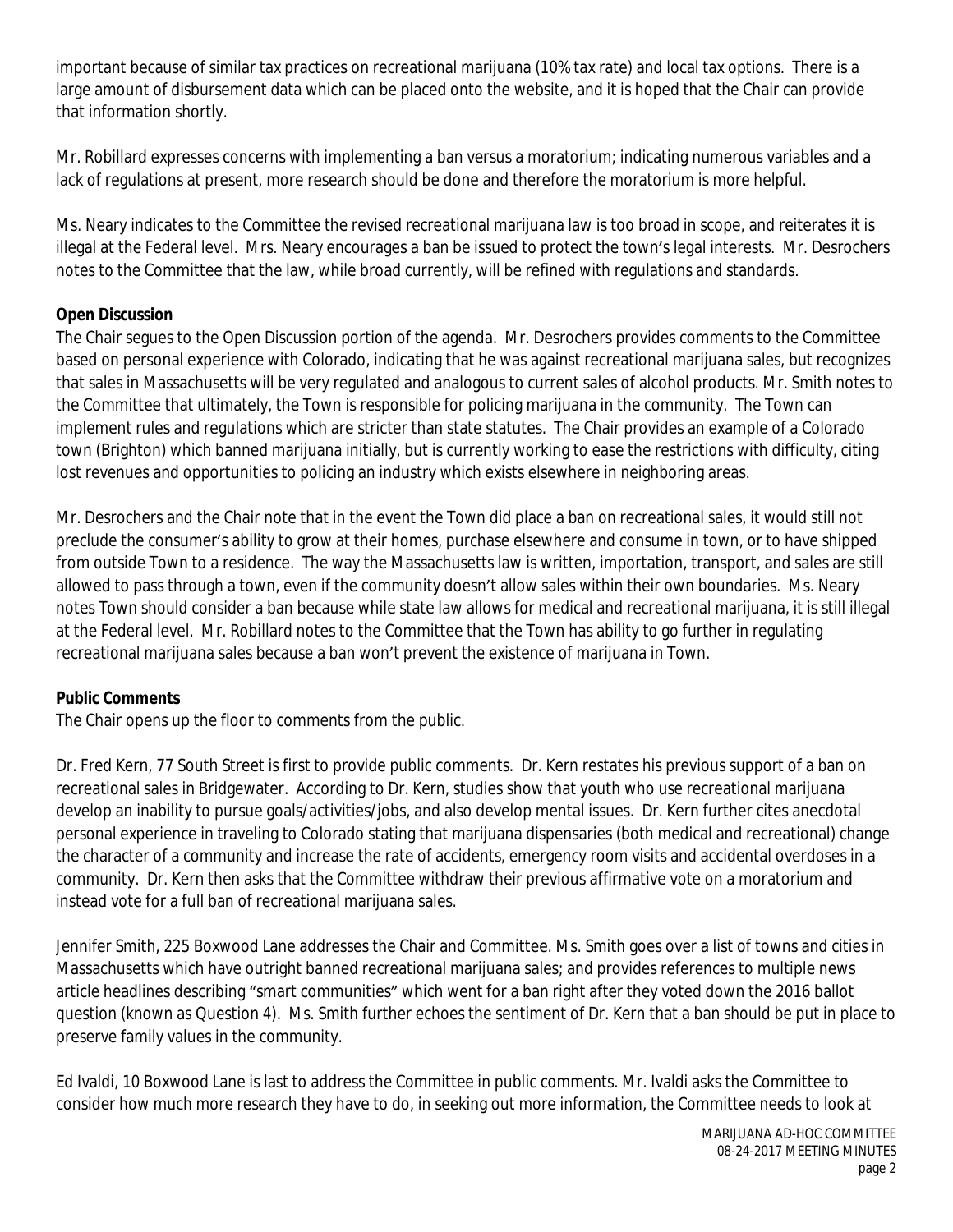important because of similar tax practices on recreational marijuana (10% tax rate) and local tax options. There is a large amount of disbursement data which can be placed onto the website, and it is hoped that the Chair can provide that information shortly.

Mr. Robillard expresses concerns with implementing a ban versus a moratorium; indicating numerous variables and a lack of regulations at present, more research should be done and therefore the moratorium is more helpful.

Ms. Neary indicates to the Committee the revised recreational marijuana law is too broad in scope, and reiterates it is illegal at the Federal level. Mrs. Neary encourages a ban be issued to protect the town's legal interests. Mr. Desrochers notes to the Committee that the law, while broad currently, will be refined with regulations and standards.

**Open Discussion**

The Chair segues to the Open Discussion portion of the agenda. Mr. Desrochers provides comments to the Committee based on personal experience with Colorado, indicating that he was against recreational marijuana sales, but recognizes that sales in Massachusetts will be very regulated and analogous to current sales of alcohol products. Mr. Smith notes to the Committee that ultimately, the Town is responsible for policing marijuana in the community. The Town can implement rules and regulations which are stricter than state statutes. The Chair provides an example of a Colorado town (Brighton) which banned marijuana initially, but is currently working to ease the restrictions with difficulty, citing lost revenues and opportunities to policing an industry which exists elsewhere in neighboring areas.

Mr. Desrochers and the Chair note that in the event the Town did place a ban on recreational sales, it would still not preclude the consumer's ability to grow at their homes, purchase elsewhere and consume in town, or to have shipped from outside Town to a residence. The way the Massachusetts law is written, importation, transport, and sales are still allowed to pass through a town, even if the community doesn't allow sales within their own boundaries. Ms. Neary notes Town should consider a ban because while state law allows for medical and recreational marijuana, it is still illegal at the Federal level. Mr. Robillard notes to the Committee that the Town has ability to go further in regulating recreational marijuana sales because a ban won't prevent the existence of marijuana in Town.

**Public Comments**

The Chair opens up the floor to comments from the public.

Dr. Fred Kern, 77 South Street is first to provide public comments. Dr. Kern restates his previous support of a ban on recreational sales in Bridgewater. According to Dr. Kern, studies show that youth who use recreational marijuana develop an inability to pursue goals/activities/jobs, and also develop mental issues. Dr. Kern further cites anecdotal personal experience in traveling to Colorado stating that marijuana dispensaries (both medical and recreational) change the character of a community and increase the rate of accidents, emergency room visits and accidental overdoses in a community. Dr. Kern then asks that the Committee withdraw their previous affirmative vote on a moratorium and instead vote for a full ban of recreational marijuana sales.

Jennifer Smith, 225 Boxwood Lane addresses the Chair and Committee. Ms. Smith goes over a list of towns and cities in Massachusetts which have outright banned recreational marijuana sales; and provides references to multiple news article headlines describing "smart communities" which went for a ban right after they voted down the 2016 ballot question (known as Question 4). Ms. Smith further echoes the sentiment of Dr. Kern that a ban should be put in place to preserve family values in the community.

Ed Ivaldi, 10 Boxwood Lane is last to address the Committee in public comments. Mr. Ivaldi asks the Committee to consider how much more research they have to do, in seeking out more information, the Committee needs to look at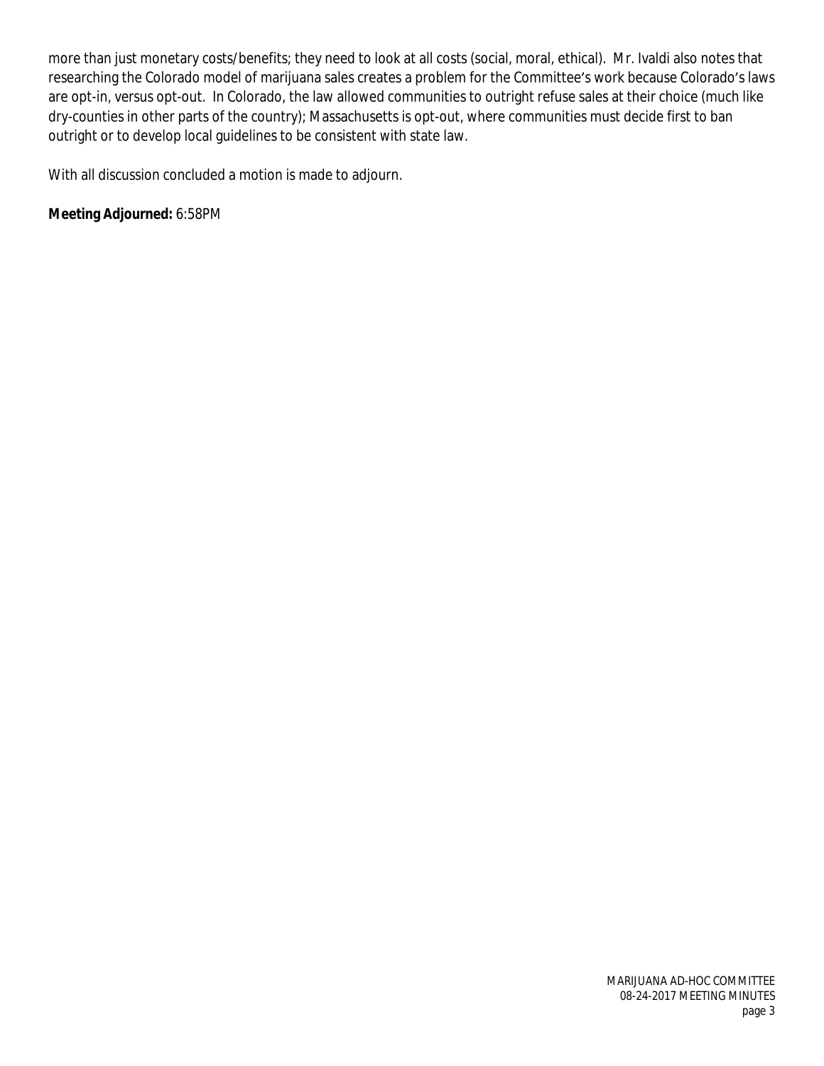more than just monetary costs/benefits; they need to look at all costs (social, moral, ethical). Mr. Ivaldi also notes that researching the Colorado model of marijuana sales creates a problem for the Committee's work because Colorado's laws are opt-in, versus opt-out. In Colorado, the law allowed communities to outright refuse sales at their choice (much like dry-counties in other parts of the country); Massachusetts is opt-out, where communities must decide first to ban outright or to develop local guidelines to be consistent with state law.

With all discussion concluded a motion is made to adjourn.

**Meeting Adjourned:** 6:58PM